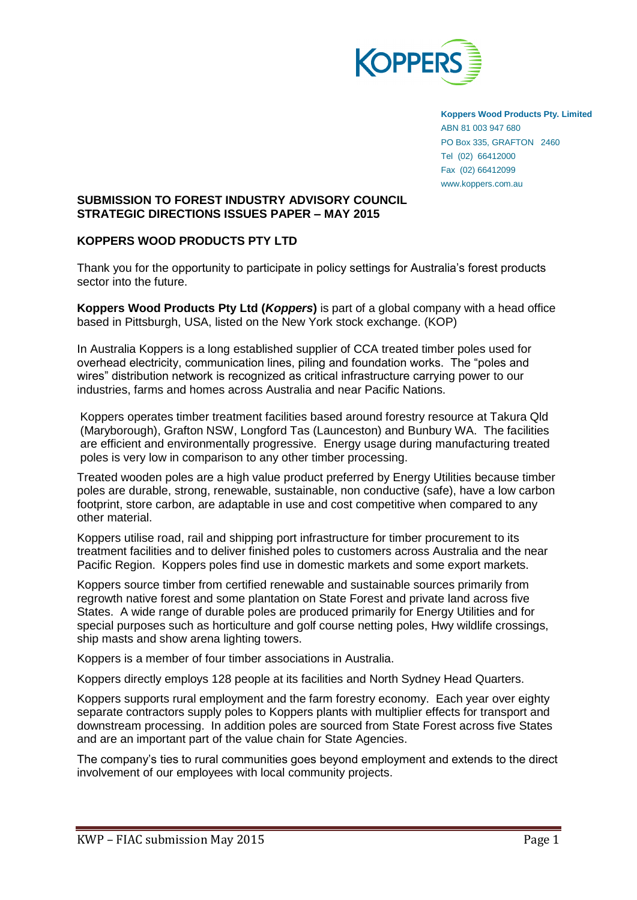**Koppers Wood Products Pty. Limited**
ABN 81 003 947 680
PO Box 335, GRAFTON 2460
Tel (02) 66412000
Fax (02) 66412099
www.koppers.com.au

## SUBMISSION TO FOREST INDUSTRY ADVISORY COUNCIL STRATEGIC DIRECTIONS ISSUES PAPER – MAY 2015

## KOPPERS WOOD PRODUCTS PTY LTD

Thank you for the opportunity to participate in policy settings for Australia's forest products sector into the future.

**Koppers Wood Products Pty Ltd (*Koppers*)** is part of a global company with a head office based in Pittsburgh, USA, listed on the New York stock exchange. (KOP)

In Australia Koppers is a long established supplier of CCA treated timber poles used for overhead electricity, communication lines, piling and foundation works. The "poles and wires" distribution network is recognized as critical infrastructure carrying power to our industries, farms and homes across Australia and near Pacific Nations.

Koppers operates timber treatment facilities based around forestry resource at Takura Qld (Maryborough), Grafton NSW, Longford Tas (Launceston) and Bunbury WA. The facilities are efficient and environmentally progressive. Energy usage during manufacturing treated poles is very low in comparison to any other timber processing.

Treated wooden poles are a high value product preferred by Energy Utilities because timber poles are durable, strong, renewable, sustainable, non conductive (safe), have a low carbon footprint, store carbon, are adaptable in use and cost competitive when compared to any other material.

Koppers utilise road, rail and shipping port infrastructure for timber procurement to its treatment facilities and to deliver finished poles to customers across Australia and the near Pacific Region. Koppers poles find use in domestic markets and some export markets.

Koppers source timber from certified renewable and sustainable sources primarily from regrowth native forest and some plantation on State Forest and private land across five States. A wide range of durable poles are produced primarily for Energy Utilities and for special purposes such as horticulture and golf course netting poles, Hwy wildlife crossings, ship masts and show arena lighting towers.

Koppers is a member of four timber associations in Australia.

Koppers directly employs 128 people at its facilities and North Sydney Head Quarters.

Koppers supports rural employment and the farm forestry economy. Each year over eighty separate contractors supply poles to Koppers plants with multiplier effects for transport and downstream processing. In addition poles are sourced from State Forest across five States and are an important part of the value chain for State Agencies.

The company's ties to rural communities goes beyond employment and extends to the direct involvement of our employees with local community projects.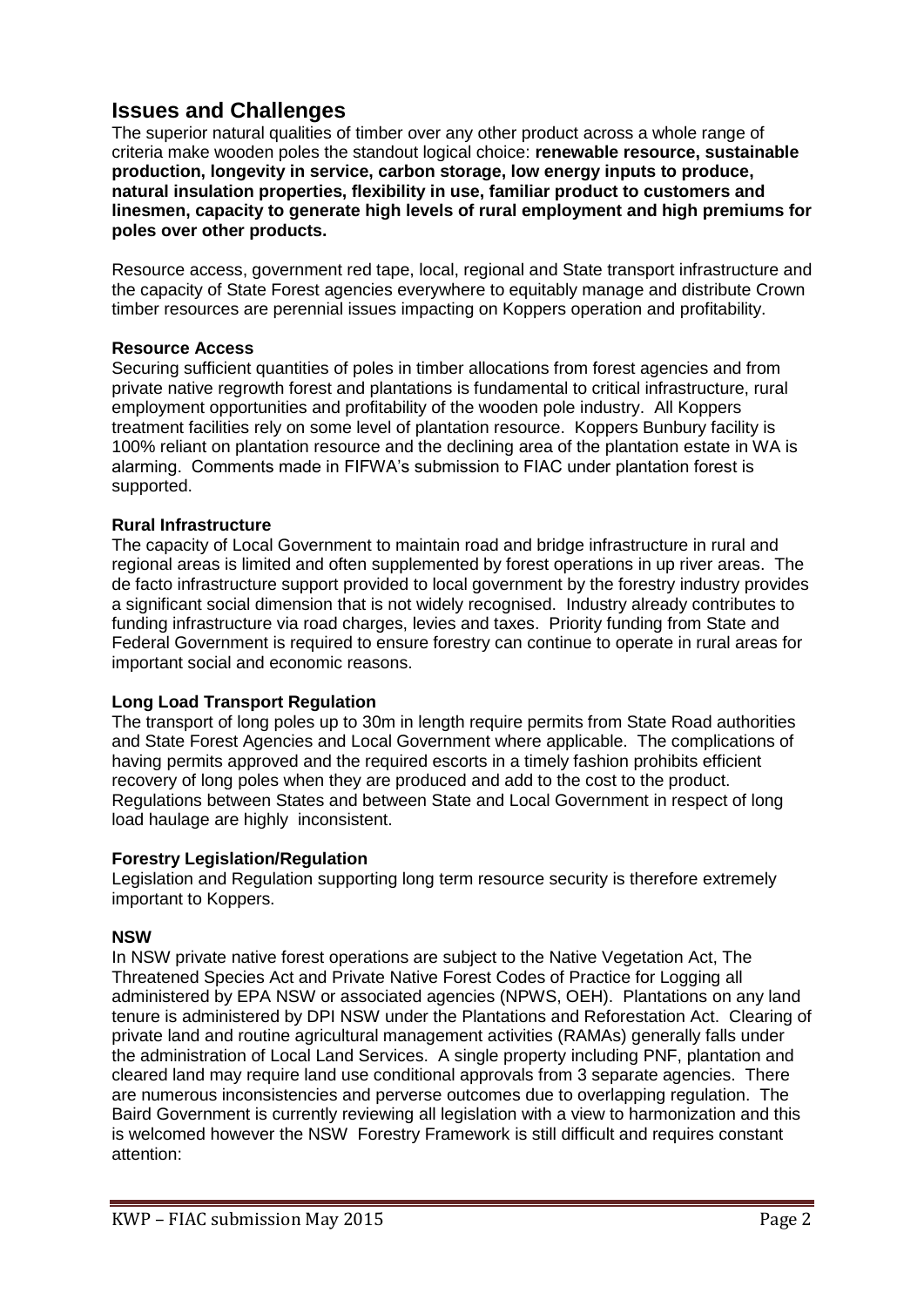## Issues and Challenges

The superior natural qualities of timber over any other product across a whole range of criteria make wooden poles the standout logical choice: **renewable resource, sustainable production, longevity in service, carbon storage, low energy inputs to produce, natural insulation properties, flexibility in use, familiar product to customers and linesmen, capacity to generate high levels of rural employment and high premiums for poles over other products.**

Resource access, government red tape, local, regional and State transport infrastructure and the capacity of State Forest agencies everywhere to equitably manage and distribute Crown timber resources are perennial issues impacting on Koppers operation and profitability.

**Resource Access**

Securing sufficient quantities of poles in timber allocations from forest agencies and from private native regrowth forest and plantations is fundamental to critical infrastructure, rural employment opportunities and profitability of the wooden pole industry. All Koppers treatment facilities rely on some level of plantation resource. Koppers Bunbury facility is 100% reliant on plantation resource and the declining area of the plantation estate in WA is alarming. Comments made in FIFWA's submission to FIAC under plantation forest is supported.

**Rural Infrastructure**

The capacity of Local Government to maintain road and bridge infrastructure in rural and regional areas is limited and often supplemented by forest operations in up river areas. The de facto infrastructure support provided to local government by the forestry industry provides a significant social dimension that is not widely recognised. Industry already contributes to funding infrastructure via road charges, levies and taxes. Priority funding from State and Federal Government is required to ensure forestry can continue to operate in rural areas for important social and economic reasons.

**Long Load Transport Regulation**

The transport of long poles up to 30m in length require permits from State Road authorities and State Forest Agencies and Local Government where applicable. The complications of having permits approved and the required escorts in a timely fashion prohibits efficient recovery of long poles when they are produced and add to the cost to the product. Regulations between States and between State and Local Government in respect of long load haulage are highly inconsistent.

**Forestry Legislation/Regulation**

Legislation and Regulation supporting long term resource security is therefore extremely important to Koppers.

**NSW**

In NSW private native forest operations are subject to the Native Vegetation Act, The Threatened Species Act and Private Native Forest Codes of Practice for Logging all administered by EPA NSW or associated agencies (NPWS, OEH). Plantations on any land tenure is administered by DPI NSW under the Plantations and Reforestation Act. Clearing of private land and routine agricultural management activities (RAMAs) generally falls under the administration of Local Land Services. A single property including PNF, plantation and cleared land may require land use conditional approvals from 3 separate agencies. There are numerous inconsistencies and perverse outcomes due to overlapping regulation. The Baird Government is currently reviewing all legislation with a view to harmonization and this is welcomed however the NSW Forestry Framework is still difficult and requires constant attention: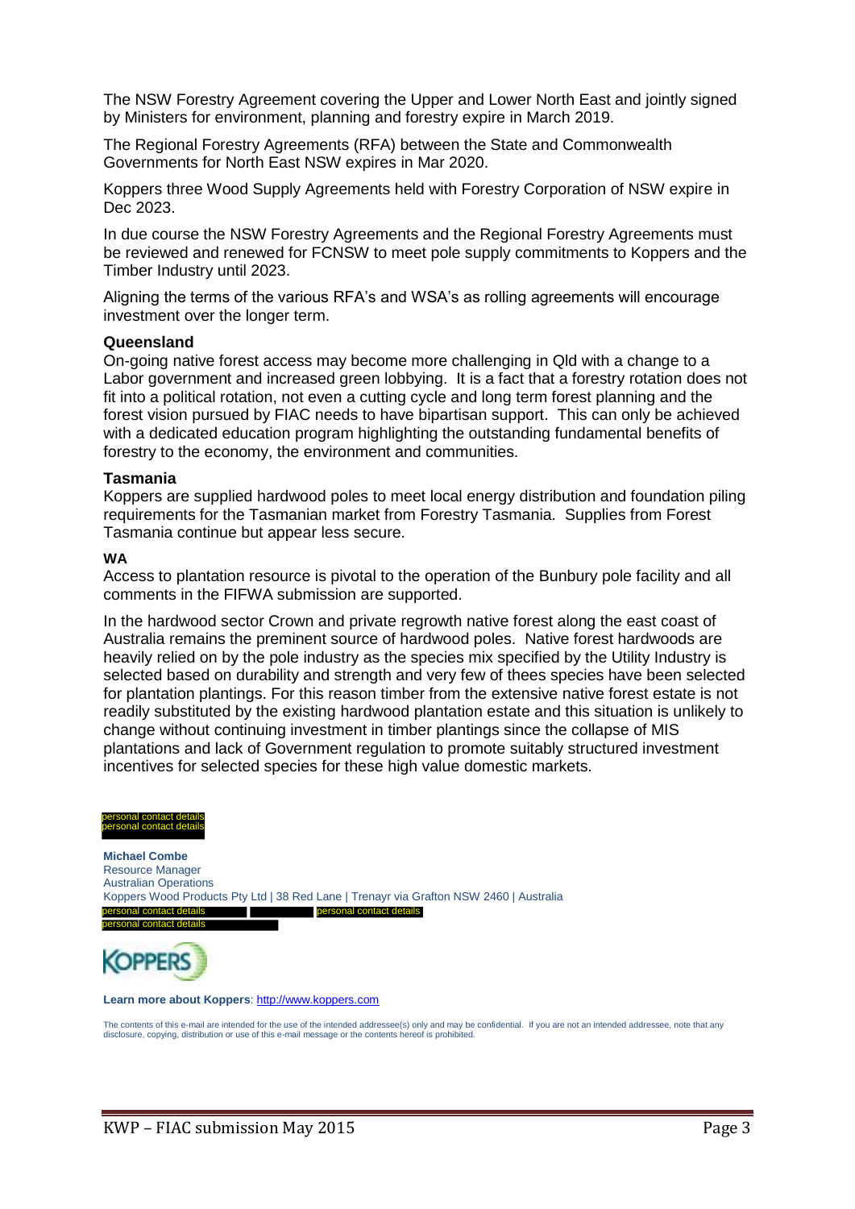The NSW Forestry Agreement covering the Upper and Lower North East and jointly signed by Ministers for environment, planning and forestry expire in March 2019.

The Regional Forestry Agreements (RFA) between the State and Commonwealth Governments for North East NSW expires in Mar 2020.

Koppers three Wood Supply Agreements held with Forestry Corporation of NSW expire in Dec 2023.

In due course the NSW Forestry Agreements and the Regional Forestry Agreements must be reviewed and renewed for FCNSW to meet pole supply commitments to Koppers and the Timber Industry until 2023.

Aligning the terms of the various RFA's and WSA's as rolling agreements will encourage investment over the longer term.

**Queensland**

On-going native forest access may become more challenging in Qld with a change to a Labor government and increased green lobbying. It is a fact that a forestry rotation does not fit into a political rotation, not even a cutting cycle and long term forest planning and the forest vision pursued by FIAC needs to have bipartisan support. This can only be achieved with a dedicated education program highlighting the outstanding fundamental benefits of forestry to the economy, the environment and communities.

**Tasmania**

Koppers are supplied hardwood poles to meet local energy distribution and foundation piling requirements for the Tasmanian market from Forestry Tasmania. Supplies from Forest Tasmania continue but appear less secure.

**WA**

Access to plantation resource is pivotal to the operation of the Bunbury pole facility and all comments in the FIFWA submission are supported.

In the hardwood sector Crown and private regrowth native forest along the east coast of Australia remains the preminent source of hardwood poles. Native forest hardwoods are heavily relied on by the pole industry as the species mix specified by the Utility Industry is selected based on durability and strength and very few of thees species have been selected for plantation plantings. For this reason timber from the extensive native forest estate is not readily substituted by the existing hardwood plantation estate and this situation is unlikely to change without continuing investment in timber plantings since the collapse of MIS plantations and lack of Government regulation to promote suitably structured investment incentives for selected species for these high value domestic markets.

personal contact details
personal contact details

**Michael Combe**
Resource Manager
Australian Operations
Koppers Wood Products Pty Ltd | 38 Red Lane | Trenayr via Grafton NSW 2460 | Australia
personal contact details | personal contact details
personal contact details

KOPPERS

**Learn more about Koppers**: http://www.koppers.com

The contents of this e-mail are intended for the use of the intended addressee(s) only and may be confidential. If you are not an intended addressee, note that any disclosure, copying, distribution or use of this e-mail message or the contents hereof is prohibited.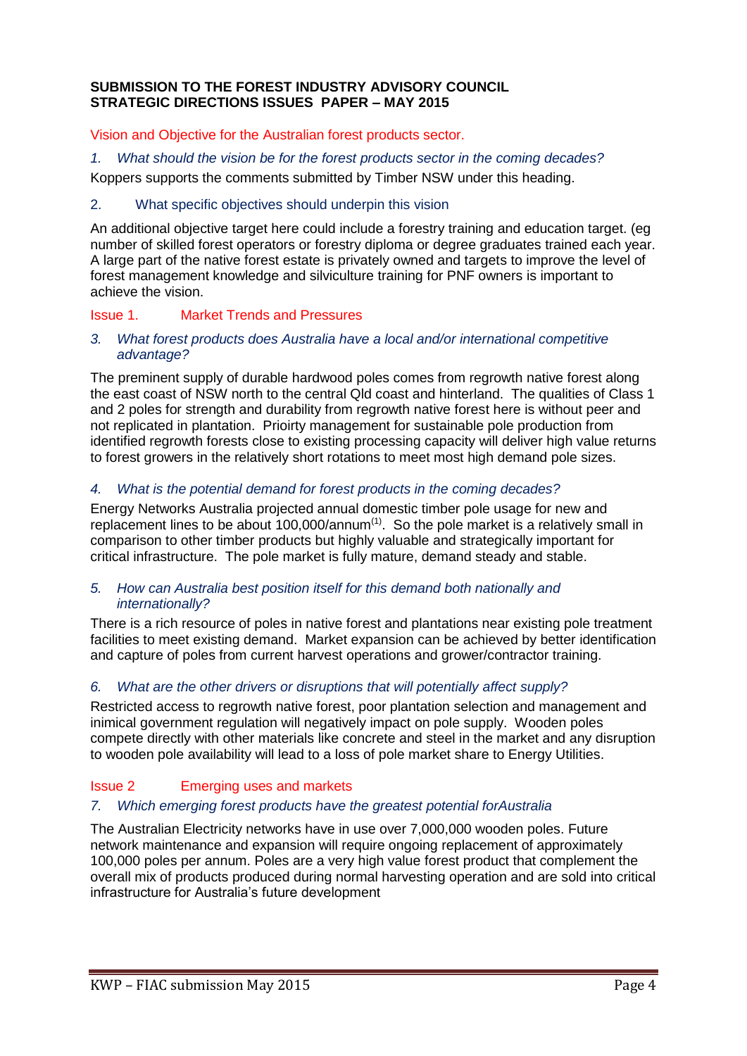**SUBMISSION TO THE FOREST INDUSTRY ADVISORY COUNCIL**
**STRATEGIC DIRECTIONS ISSUES PAPER – MAY 2015**

## Vision and Objective for the Australian forest products sector.

*1. What should the vision be for the forest products sector in the coming decades?*

Koppers supports the comments submitted by Timber NSW under this heading.

2. What specific objectives should underpin this vision

An additional objective target here could include a forestry training and education target. (eg number of skilled forest operators or forestry diploma or degree graduates trained each year. A large part of the native forest estate is privately owned and targets to improve the level of forest management knowledge and silviculture training for PNF owners is important to achieve the vision.

## Issue 1. Market Trends and Pressures

*3. What forest products does Australia have a local and/or international competitive advantage?*

The preminent supply of durable hardwood poles comes from regrowth native forest along the east coast of NSW north to the central Qld coast and hinterland. The qualities of Class 1 and 2 poles for strength and durability from regrowth native forest here is without peer and not replicated in plantation. Prioirty management for sustainable pole production from identified regrowth forests close to existing processing capacity will deliver high value returns to forest growers in the relatively short rotations to meet most high demand pole sizes.

*4. What is the potential demand for forest products in the coming decades?*

Energy Networks Australia projected annual domestic timber pole usage for new and replacement lines to be about 100,000/annum[(1)]. So the pole market is a relatively small in comparison to other timber products but highly valuable and strategically important for critical infrastructure. The pole market is fully mature, demand steady and stable.

*5. How can Australia best position itself for this demand both nationally and internationally?*

There is a rich resource of poles in native forest and plantations near existing pole treatment facilities to meet existing demand. Market expansion can be achieved by better identification and capture of poles from current harvest operations and grower/contractor training.

*6. What are the other drivers or disruptions that will potentially affect supply?*

Restricted access to regrowth native forest, poor plantation selection and management and inimical government regulation will negatively impact on pole supply. Wooden poles compete directly with other materials like concrete and steel in the market and any disruption to wooden pole availability will lead to a loss of pole market share to Energy Utilities.

## Issue 2 Emerging uses and markets

*7. Which emerging forest products have the greatest potential forAustralia*

The Australian Electricity networks have in use over 7,000,000 wooden poles. Future network maintenance and expansion will require ongoing replacement of approximately 100,000 poles per annum. Poles are a very high value forest product that complement the overall mix of products produced during normal harvesting operation and are sold into critical infrastructure for Australia's future development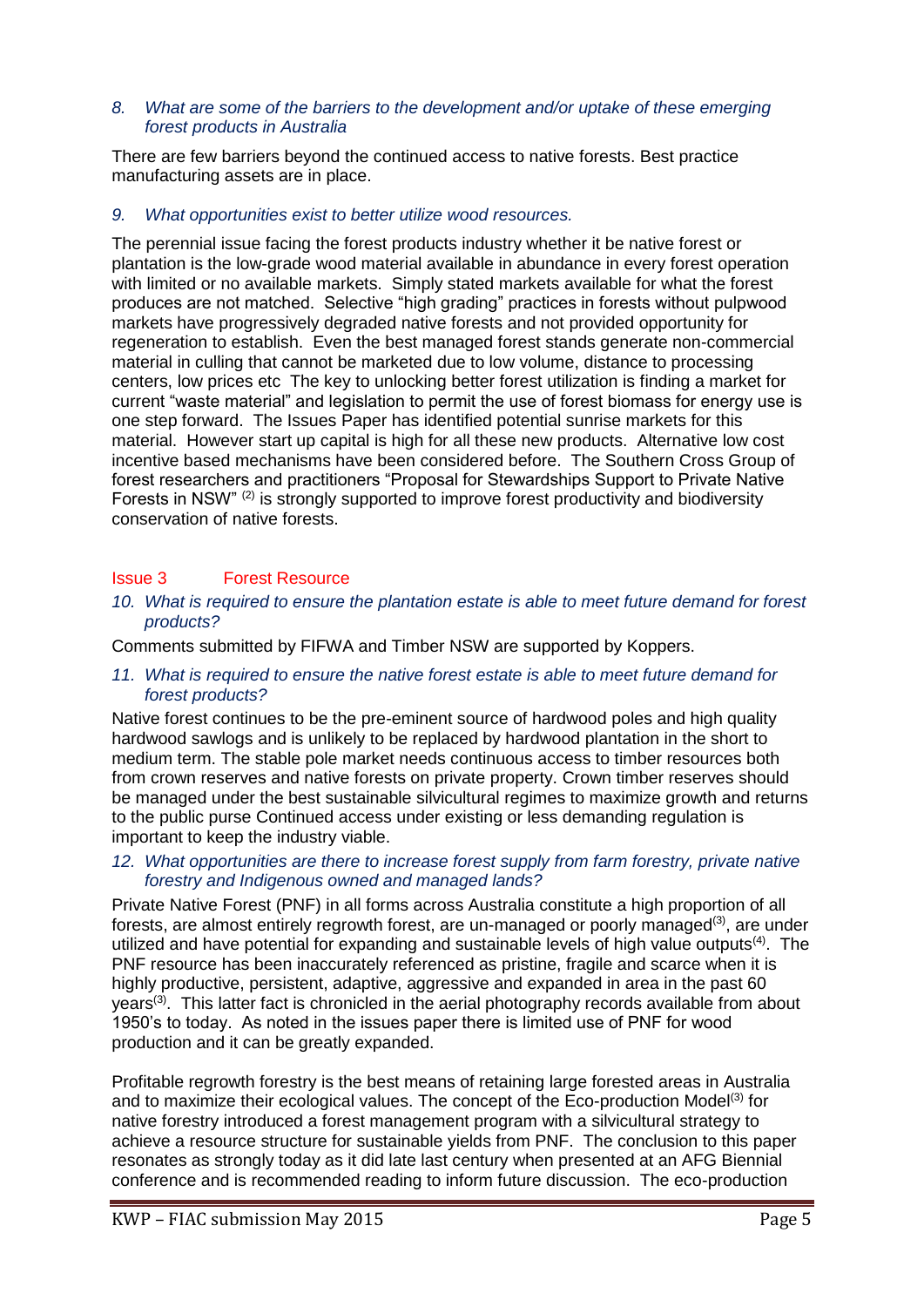*8. What are some of the barriers to the development and/or uptake of these emerging forest products in Australia*

There are few barriers beyond the continued access to native forests. Best practice manufacturing assets are in place.

*9. What opportunities exist to better utilize wood resources.*

The perennial issue facing the forest products industry whether it be native forest or plantation is the low-grade wood material available in abundance in every forest operation with limited or no available markets. Simply stated markets available for what the forest produces are not matched. Selective "high grading" practices in forests without pulpwood markets have progressively degraded native forests and not provided opportunity for regeneration to establish. Even the best managed forest stands generate non-commercial material in culling that cannot be marketed due to low volume, distance to processing centers, low prices etc The key to unlocking better forest utilization is finding a market for current "waste material" and legislation to permit the use of forest biomass for energy use is one step forward. The Issues Paper has identified potential sunrise markets for this material. However start up capital is high for all these new products. Alternative low cost incentive based mechanisms have been considered before. The Southern Cross Group of forest researchers and practitioners "Proposal for Stewardships Support to Private Native Forests in NSW" [(2)] is strongly supported to improve forest productivity and biodiversity conservation of native forests.

## Issue 3 Forest Resource

*10. What is required to ensure the plantation estate is able to meet future demand for forest products?*

Comments submitted by FIFWA and Timber NSW are supported by Koppers.

*11. What is required to ensure the native forest estate is able to meet future demand for forest products?*

Native forest continues to be the pre-eminent source of hardwood poles and high quality hardwood sawlogs and is unlikely to be replaced by hardwood plantation in the short to medium term. The stable pole market needs continuous access to timber resources both from crown reserves and native forests on private property. Crown timber reserves should be managed under the best sustainable silvicultural regimes to maximize growth and returns to the public purse Continued access under existing or less demanding regulation is important to keep the industry viable.

*12. What opportunities are there to increase forest supply from farm forestry, private native forestry and Indigenous owned and managed lands?*

Private Native Forest (PNF) in all forms across Australia constitute a high proportion of all forests, are almost entirely regrowth forest, are un-managed or poorly managed[(3)], are under utilized and have potential for expanding and sustainable levels of high value outputs[(4)]. The PNF resource has been inaccurately referenced as pristine, fragile and scarce when it is highly productive, persistent, adaptive, aggressive and expanded in area in the past 60 years[(3)]. This latter fact is chronicled in the aerial photography records available from about 1950's to today. As noted in the issues paper there is limited use of PNF for wood production and it can be greatly expanded.

Profitable regrowth forestry is the best means of retaining large forested areas in Australia and to maximize their ecological values. The concept of the Eco-production Model[(3)] for native forestry introduced a forest management program with a silvicultural strategy to achieve a resource structure for sustainable yields from PNF. The conclusion to this paper resonates as strongly today as it did late last century when presented at an AFG Biennial conference and is recommended reading to inform future discussion. The eco-production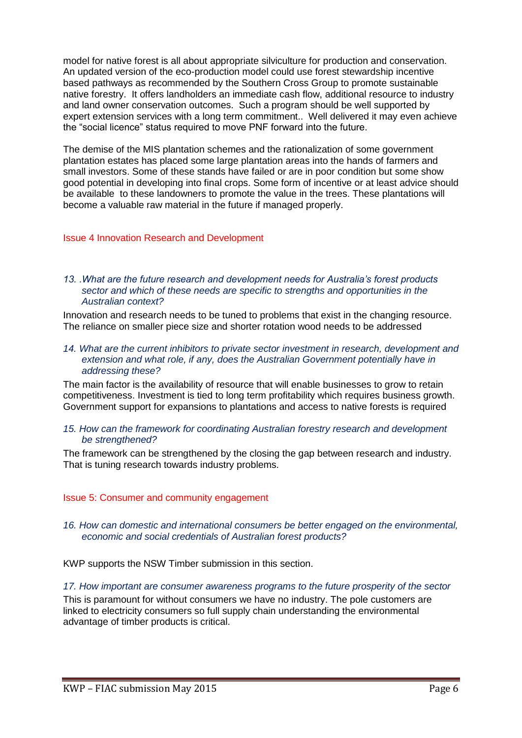model for native forest is all about appropriate silviculture for production and conservation. An updated version of the eco-production model could use forest stewardship incentive based pathways as recommended by the Southern Cross Group to promote sustainable native forestry. It offers landholders an immediate cash flow, additional resource to industry and land owner conservation outcomes. Such a program should be well supported by expert extension services with a long term commitment.. Well delivered it may even achieve the "social licence" status required to move PNF forward into the future.

The demise of the MIS plantation schemes and the rationalization of some government plantation estates has placed some large plantation areas into the hands of farmers and small investors. Some of these stands have failed or are in poor condition but some show good potential in developing into final crops. Some form of incentive or at least advice should be available to these landowners to promote the value in the trees. These plantations will become a valuable raw material in the future if managed properly.

## Issue 4 Innovation Research and Development

*13. .What are the future research and development needs for Australia's forest products sector and which of these needs are specific to strengths and opportunities in the Australian context?*

Innovation and research needs to be tuned to problems that exist in the changing resource. The reliance on smaller piece size and shorter rotation wood needs to be addressed

*14. What are the current inhibitors to private sector investment in research, development and extension and what role, if any, does the Australian Government potentially have in addressing these?*

The main factor is the availability of resource that will enable businesses to grow to retain competitiveness. Investment is tied to long term profitability which requires business growth. Government support for expansions to plantations and access to native forests is required

*15. How can the framework for coordinating Australian forestry research and development be strengthened?*

The framework can be strengthened by the closing the gap between research and industry. That is tuning research towards industry problems.

## Issue 5: Consumer and community engagement

*16. How can domestic and international consumers be better engaged on the environmental, economic and social credentials of Australian forest products?*

KWP supports the NSW Timber submission in this section.

*17. How important are consumer awareness programs to the future prosperity of the sector*

This is paramount for without consumers we have no industry. The pole customers are linked to electricity consumers so full supply chain understanding the environmental advantage of timber products is critical.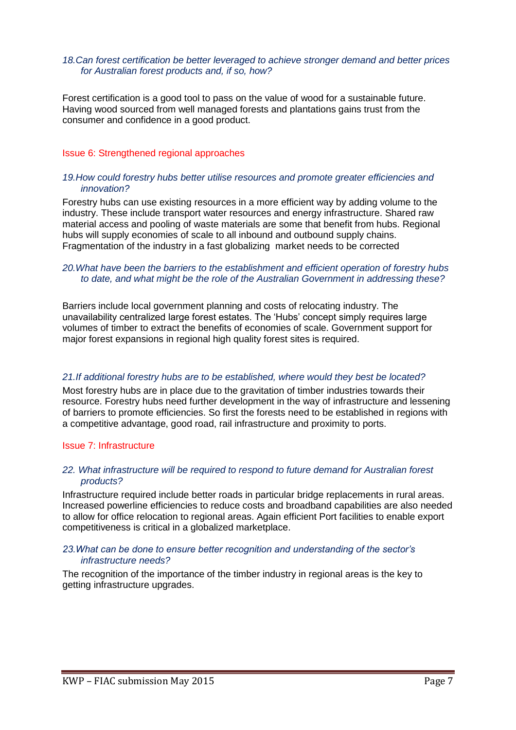*18.Can forest certification be better leveraged to achieve stronger demand and better prices for Australian forest products and, if so, how?*

Forest certification is a good tool to pass on the value of wood for a sustainable future. Having wood sourced from well managed forests and plantations gains trust from the consumer and confidence in a good product.

## Issue 6: Strengthened regional approaches

*19.How could forestry hubs better utilise resources and promote greater efficiencies and innovation?*

Forestry hubs can use existing resources in a more efficient way by adding volume to the industry. These include transport water resources and energy infrastructure. Shared raw material access and pooling of waste materials are some that benefit from hubs. Regional hubs will supply economies of scale to all inbound and outbound supply chains. Fragmentation of the industry in a fast globalizing market needs to be corrected

*20.What have been the barriers to the establishment and efficient operation of forestry hubs to date, and what might be the role of the Australian Government in addressing these?*

Barriers include local government planning and costs of relocating industry. The unavailability centralized large forest estates. The 'Hubs' concept simply requires large volumes of timber to extract the benefits of economies of scale. Government support for major forest expansions in regional high quality forest sites is required.

*21.If additional forestry hubs are to be established, where would they best be located?*

Most forestry hubs are in place due to the gravitation of timber industries towards their resource. Forestry hubs need further development in the way of infrastructure and lessening of barriers to promote efficiencies. So first the forests need to be established in regions with a competitive advantage, good road, rail infrastructure and proximity to ports.

## Issue 7: Infrastructure

*22. What infrastructure will be required to respond to future demand for Australian forest products?*

Infrastructure required include better roads in particular bridge replacements in rural areas. Increased powerline efficiencies to reduce costs and broadband capabilities are also needed to allow for office relocation to regional areas. Again efficient Port facilities to enable export competitiveness is critical in a globalized marketplace.

*23.What can be done to ensure better recognition and understanding of the sector's infrastructure needs?*

The recognition of the importance of the timber industry in regional areas is the key to getting infrastructure upgrades.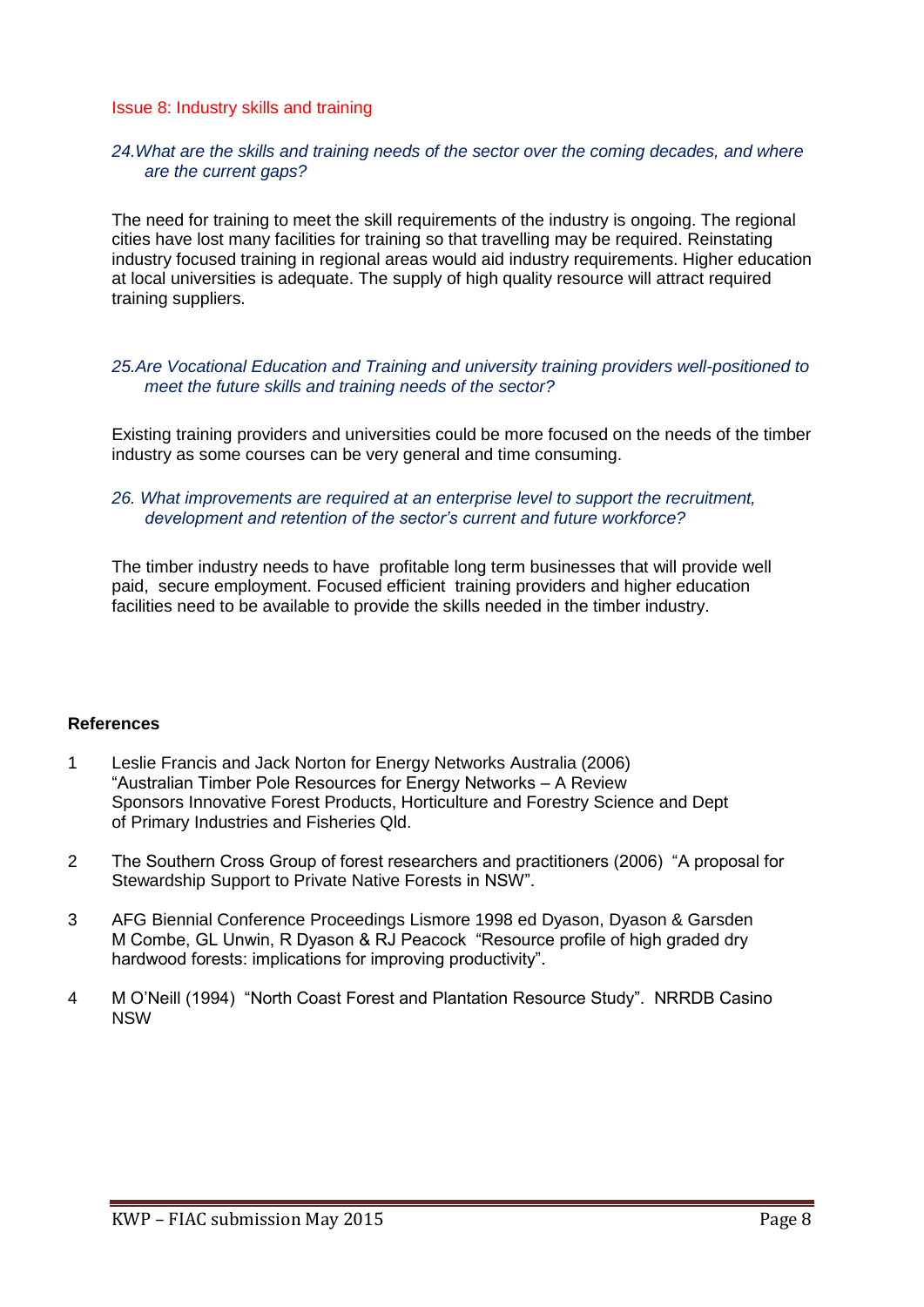## Issue 8: Industry skills and training

*24.What are the skills and training needs of the sector over the coming decades, and where are the current gaps?*

The need for training to meet the skill requirements of the industry is ongoing. The regional cities have lost many facilities for training so that travelling may be required. Reinstating industry focused training in regional areas would aid industry requirements. Higher education at local universities is adequate. The supply of high quality resource will attract required training suppliers.

*25.Are Vocational Education and Training and university training providers well-positioned to meet the future skills and training needs of the sector?*

Existing training providers and universities could be more focused on the needs of the timber industry as some courses can be very general and time consuming.

*26. What improvements are required at an enterprise level to support the recruitment, development and retention of the sector's current and future workforce?*

The timber industry needs to have profitable long term businesses that will provide well paid, secure employment. Focused efficient training providers and higher education facilities need to be available to provide the skills needed in the timber industry.

### References

1. Leslie Francis and Jack Norton for Energy Networks Australia (2006) "Australian Timber Pole Resources for Energy Networks – A Review Sponsors Innovative Forest Products, Horticulture and Forestry Science and Dept of Primary Industries and Fisheries Qld.

2. The Southern Cross Group of forest researchers and practitioners (2006) "A proposal for Stewardship Support to Private Native Forests in NSW".

3. AFG Biennial Conference Proceedings Lismore 1998 ed Dyason, Dyason & Garsden M Combe, GL Unwin, R Dyason & RJ Peacock "Resource profile of high graded dry hardwood forests: implications for improving productivity".

4. M O'Neill (1994) "North Coast Forest and Plantation Resource Study". NRRDB Casino NSW